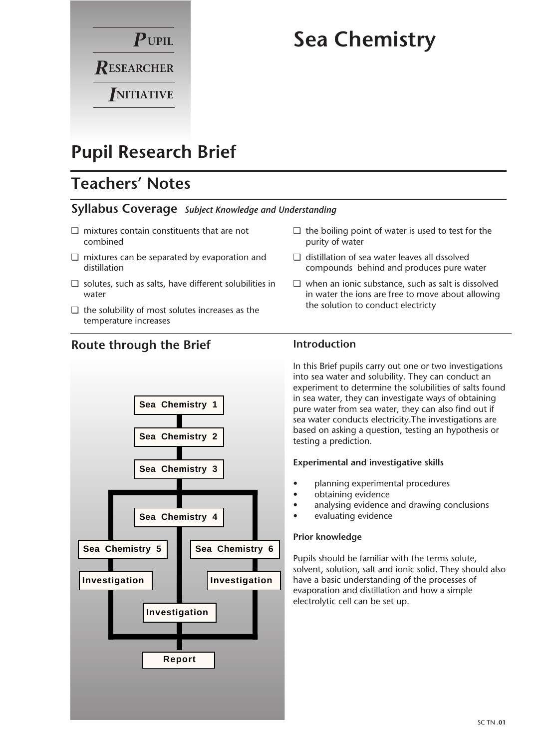**P**UPIL
**R**ESEARCHER
**I**NITIATIVE

# Sea Chemistry

## Pupil Research Brief

## Teachers' Notes

### Syllabus Coverage *Subject Knowledge and Understanding*

- ❑ mixtures contain constituents that are not combined
- ❑ mixtures can be separated by evaporation and distillation
- ❑ solutes, such as salts, have different solubilities in water
- ❑ the solubility of most solutes increases as the temperature increases
- ❑ the boiling point of water is used to test for the purity of water
- ❑ distillation of sea water leaves all dssolved compounds behind and produces pure water
- ❑ when an ionic substance, such as salt is dissolved in water the ions are free to move about allowing the solution to conduct electricty

### Route through the Brief

Sea Chemistry 1 → Sea Chemistry 2 → Sea Chemistry 3 → (Sea Chemistry 4 → Investigation) / (Sea Chemistry 5 → Investigation) / (Sea Chemistry 6 → Investigation) → Report

### Introduction

In this Brief pupils carry out one or two investigations into sea water and solubility. They can conduct an experiment to determine the solubilities of salts found in sea water, they can investigate ways of obtaining pure water from sea water, they can also find out if sea water conducts electricity.The investigations are based on asking a question, testing an hypothesis or testing a prediction.

**Experimental and investigative skills**

- planning experimental procedures
- obtaining evidence
- analysing evidence and drawing conclusions
- evaluating evidence

**Prior knowledge**

Pupils should be familiar with the terms solute, solvent, solution, salt and ionic solid. They should also have a basic understanding of the processes of evaporation and distillation and how a simple electrolytic cell can be set up.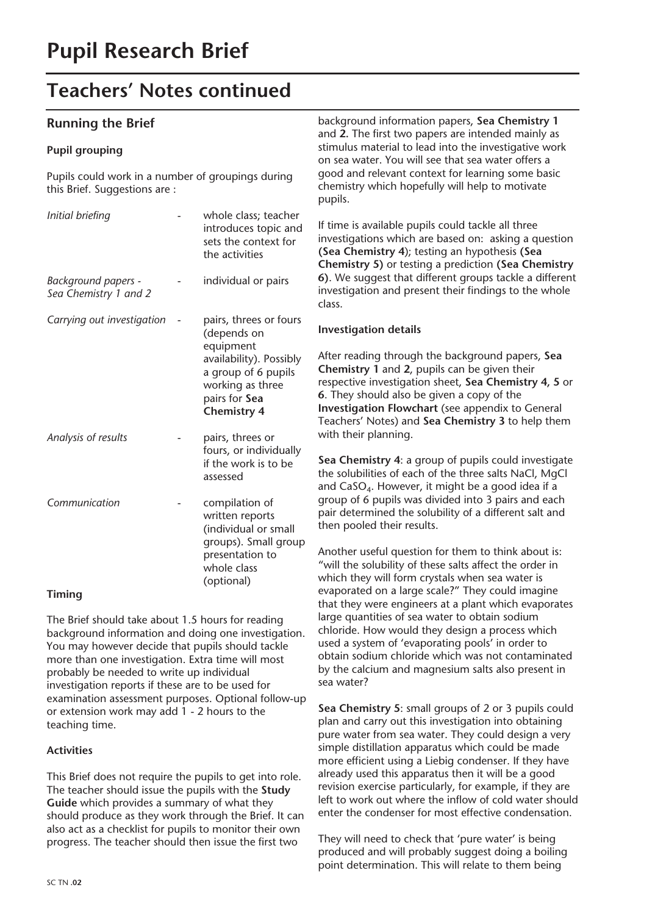# Pupil Research Brief

## Teachers' Notes continued

### Running the Brief

**Pupil grouping**

Pupils could work in a number of groupings during this Brief. Suggestions are :

| | | |
|---|---|---|
| *Initial briefing* | - | whole class; teacher introduces topic and sets the context for the activities |
| *Background papers - Sea Chemistry 1 and 2* | - | individual or pairs |
| *Carrying out investigation* | - | pairs, threes or fours (depends on equipment availability). Possibly a group of 6 pupils working as three pairs for **Sea Chemistry 4** |
| *Analysis of results* | - | pairs, threes or fours, or individually if the work is to be assessed |
| *Communication* | - | compilation of written reports (individual or small groups). Small group presentation to whole class (optional) |

**Timing**

The Brief should take about 1.5 hours for reading background information and doing one investigation. You may however decide that pupils should tackle more than one investigation. Extra time will most probably be needed to write up individual investigation reports if these are to be used for examination assessment purposes. Optional follow-up or extension work may add 1 - 2 hours to the teaching time.

**Activities**

This Brief does not require the pupils to get into role. The teacher should issue the pupils with the **Study Guide** which provides a summary of what they should produce as they work through the Brief. It can also act as a checklist for pupils to monitor their own progress. The teacher should then issue the first two background information papers, **Sea Chemistry 1** and **2.** The first two papers are intended mainly as stimulus material to lead into the investigative work on sea water. You will see that sea water offers a good and relevant context for learning some basic chemistry which hopefully will help to motivate pupils.

If time is available pupils could tackle all three investigations which are based on: asking a question **(Sea Chemistry 4**); testing an hypothesis **(Sea Chemistry 5)** or testing a prediction **(Sea Chemistry 6)**. We suggest that different groups tackle a different investigation and present their findings to the whole class.

**Investigation details**

After reading through the background papers, **Sea Chemistry 1** and **2**, pupils can be given their respective investigation sheet, **Sea Chemistry 4**, **5** or **6**. They should also be given a copy of the **Investigation Flowchart** (see appendix to General Teachers' Notes) and **Sea Chemistry 3** to help them with their planning.

**Sea Chemistry 4**: a group of pupils could investigate the solubilities of each of the three salts NaCl, MgCl and $CaSO_4$. However, it might be a good idea if a group of 6 pupils was divided into 3 pairs and each pair determined the solubility of a different salt and then pooled their results.

Another useful question for them to think about is: "will the solubility of these salts affect the order in which they will form crystals when sea water is evaporated on a large scale?" They could imagine that they were engineers at a plant which evaporates large quantities of sea water to obtain sodium chloride. How would they design a process which used a system of 'evaporating pools' in order to obtain sodium chloride which was not contaminated by the calcium and magnesium salts also present in sea water?

**Sea Chemistry 5**: small groups of 2 or 3 pupils could plan and carry out this investigation into obtaining pure water from sea water. They could design a very simple distillation apparatus which could be made more efficient using a Liebig condenser. If they have already used this apparatus then it will be a good revision exercise particularly, for example, if they are left to work out where the inflow of cold water should enter the condenser for most effective condensation.

They will need to check that 'pure water' is being produced and will probably suggest doing a boiling point determination. This will relate to them being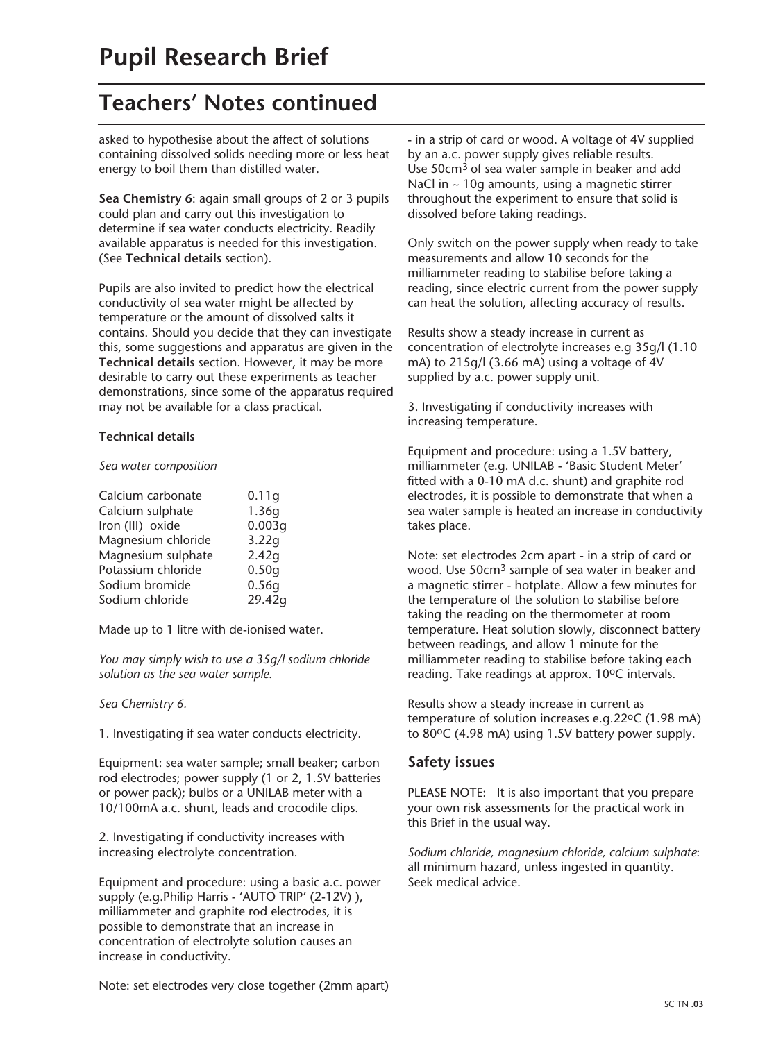# Pupil Research Brief

## Teachers' Notes continued

asked to hypothesise about the affect of solutions containing dissolved solids needing more or less heat energy to boil them than distilled water.

**Sea Chemistry 6**: again small groups of 2 or 3 pupils could plan and carry out this investigation to determine if sea water conducts electricity. Readily available apparatus is needed for this investigation. (See **Technical details** section).

Pupils are also invited to predict how the electrical conductivity of sea water might be affected by temperature or the amount of dissolved salts it contains. Should you decide that they can investigate this, some suggestions and apparatus are given in the **Technical details** section. However, it may be more desirable to carry out these experiments as teacher demonstrations, since some of the apparatus required may not be available for a class practical.

**Technical details**

*Sea water composition*

| | |
|---|---|
| Calcium carbonate | 0.11g |
| Calcium sulphate | 1.36g |
| Iron (III) oxide | 0.003g |
| Magnesium chloride | 3.22g |
| Magnesium sulphate | 2.42g |
| Potassium chloride | 0.50g |
| Sodium bromide | 0.56g |
| Sodium chloride | 29.42g |

Made up to 1 litre with de-ionised water.

*You may simply wish to use a 35g/l sodium chloride solution as the sea water sample.*

*Sea Chemistry 6.*

1. Investigating if sea water conducts electricity.

Equipment: sea water sample; small beaker; carbon rod electrodes; power supply (1 or 2, 1.5V batteries or power pack); bulbs or a UNILAB meter with a 10/100mA a.c. shunt, leads and crocodile clips.

2. Investigating if conductivity increases with increasing electrolyte concentration.

Equipment and procedure: using a basic a.c. power supply (e.g.Philip Harris - 'AUTO TRIP' (2-12V) ), milliammeter and graphite rod electrodes, it is possible to demonstrate that an increase in concentration of electrolyte solution causes an increase in conductivity.

Note: set electrodes very close together (2mm apart) - in a strip of card or wood. A voltage of 4V supplied by an a.c. power supply gives reliable results. Use 50cm$^3$ of sea water sample in beaker and add NaCl in ~ 10g amounts, using a magnetic stirrer throughout the experiment to ensure that solid is dissolved before taking readings.

Only switch on the power supply when ready to take measurements and allow 10 seconds for the milliammeter reading to stabilise before taking a reading, since electric current from the power supply can heat the solution, affecting accuracy of results.

Results show a steady increase in current as concentration of electrolyte increases e.g 35g/l (1.10 mA) to 215g/l (3.66 mA) using a voltage of 4V supplied by a.c. power supply unit.

3. Investigating if conductivity increases with increasing temperature.

Equipment and procedure: using a 1.5V battery, milliammeter (e.g. UNILAB - 'Basic Student Meter' fitted with a 0-10 mA d.c. shunt) and graphite rod electrodes, it is possible to demonstrate that when a sea water sample is heated an increase in conductivity takes place.

Note: set electrodes 2cm apart - in a strip of card or wood. Use 50cm$^3$ sample of sea water in beaker and a magnetic stirrer - hotplate. Allow a few minutes for the temperature of the solution to stabilise before taking the reading on the thermometer at room temperature. Heat solution slowly, disconnect battery between readings, and allow 1 minute for the milliammeter reading to stabilise before taking each reading. Take readings at approx. 10ºC intervals.

Results show a steady increase in current as temperature of solution increases e.g.22ºC (1.98 mA) to 80ºC (4.98 mA) using 1.5V battery power supply.

### Safety issues

PLEASE NOTE: It is also important that you prepare your own risk assessments for the practical work in this Brief in the usual way.

*Sodium chloride, magnesium chloride, calcium sulphate*: all minimum hazard, unless ingested in quantity. Seek medical advice.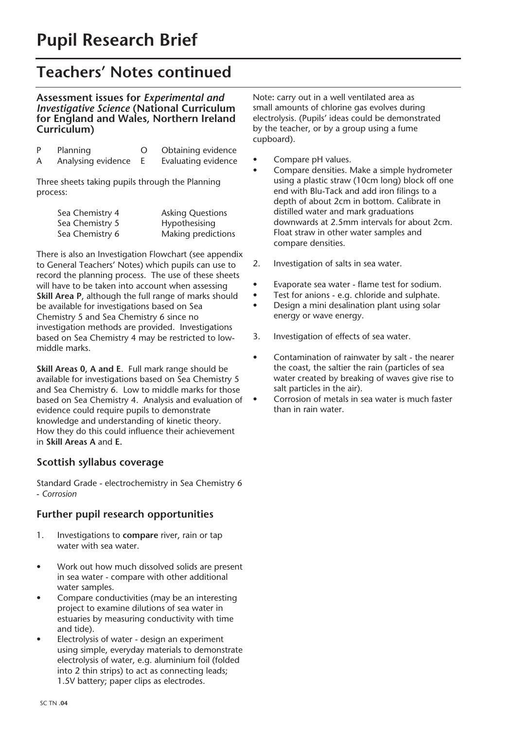# Pupil Research Brief

## Teachers' Notes continued

### Assessment issues for *Experimental and Investigative Science* (National Curriculum for England and Wales, Northern Ireland Curriculum)

| | | | |
|---|---|---|---|
| P | Planning | O | Obtaining evidence |
| A | Analysing evidence | E | Evaluating evidence |

Three sheets taking pupils through the Planning process:

| | |
|---|---|
| Sea Chemistry 4 | Asking Questions |
| Sea Chemistry 5 | Hypothesising |
| Sea Chemistry 6 | Making predictions |

There is also an Investigation Flowchart (see appendix to General Teachers' Notes) which pupils can use to record the planning process. The use of these sheets will have to be taken into account when assessing **Skill Area P**, although the full range of marks should be available for investigations based on Sea Chemistry 5 and Sea Chemistry 6 since no investigation methods are provided. Investigations based on Sea Chemistry 4 may be restricted to low-middle marks.

**Skill Areas 0, A and E**. Full mark range should be available for investigations based on Sea Chemistry 5 and Sea Chemistry 6. Low to middle marks for those based on Sea Chemistry 4. Analysis and evaluation of evidence could require pupils to demonstrate knowledge and understanding of kinetic theory. How they do this could influence their achievement in **Skill Areas A** and **E.**

### Scottish syllabus coverage

Standard Grade - electrochemistry in Sea Chemistry 6 - *Corrosion*

### Further pupil research opportunities

1. Investigations to **compare** river, rain or tap water with sea water.

- Work out how much dissolved solids are present in sea water - compare with other additional water samples.
- Compare conductivities (may be an interesting project to examine dilutions of sea water in estuaries by measuring conductivity with time and tide).
- Electrolysis of water - design an experiment using simple, everyday materials to demonstrate electrolysis of water, e.g. aluminium foil (folded into 2 thin strips) to act as connecting leads; 1.5V battery; paper clips as electrodes.

Note: carry out in a well ventilated area as small amounts of chlorine gas evolves during electrolysis. (Pupils' ideas could be demonstrated by the teacher, or by a group using a fume cupboard).

- Compare pH values.
- Compare densities. Make a simple hydrometer using a plastic straw (10cm long) block off one end with Blu-Tack and add iron filings to a depth of about 2cm in bottom. Calibrate in distilled water and mark graduations downwards at 2.5mm intervals for about 2cm. Float straw in other water samples and compare densities.

2. Investigation of salts in sea water.

- Evaporate sea water - flame test for sodium.
- Test for anions - e.g. chloride and sulphate.
- Design a mini desalination plant using solar energy or wave energy.

3. Investigation of effects of sea water.

- Contamination of rainwater by salt - the nearer the coast, the saltier the rain (particles of sea water created by breaking of waves give rise to salt particles in the air).
- Corrosion of metals in sea water is much faster than in rain water.